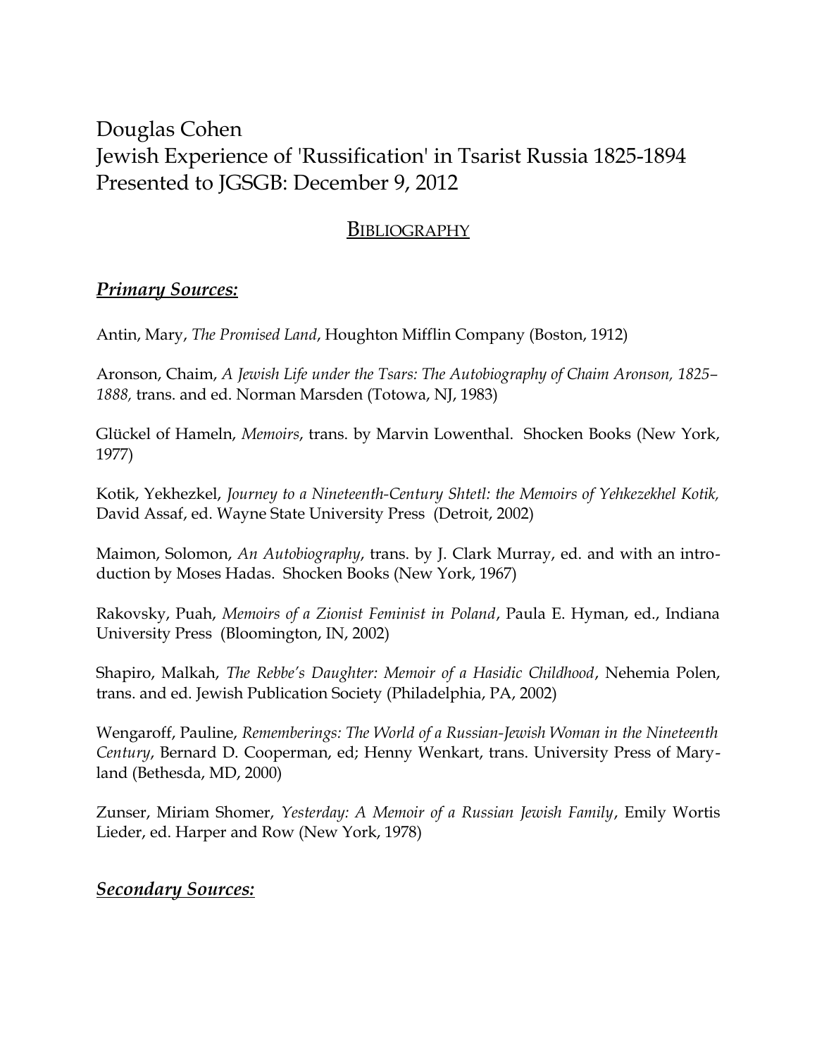Douglas Cohen
Jewish Experience of 'Russification' in Tsarist Russia 1825-1894
Presented to JGSGB: December 9, 2012

## BIBLIOGRAPHY

### ***Primary Sources:***

Antin, Mary, *The Promised Land*, Houghton Mifflin Company (Boston, 1912)

Aronson, Chaim, *A Jewish Life under the Tsars: The Autobiography of Chaim Aronson, 1825–1888,* trans. and ed. Norman Marsden (Totowa, NJ, 1983)

Glückel of Hameln, *Memoirs*, trans. by Marvin Lowenthal. Shocken Books (New York, 1977)

Kotik, Yekhezkel, *Journey to a Nineteenth-Century Shtetl: the Memoirs of Yehkezekhel Kotik,* David Assaf, ed. Wayne State University Press (Detroit, 2002)

Maimon, Solomon, *An Autobiography*, trans. by J. Clark Murray, ed. and with an introduction by Moses Hadas. Shocken Books (New York, 1967)

Rakovsky, Puah, *Memoirs of a Zionist Feminist in Poland*, Paula E. Hyman, ed., Indiana University Press (Bloomington, IN, 2002)

Shapiro, Malkah, *The Rebbe's Daughter: Memoir of a Hasidic Childhood*, Nehemia Polen, trans. and ed. Jewish Publication Society (Philadelphia, PA, 2002)

Wengaroff, Pauline, *Rememberings: The World of a Russian-Jewish Woman in the Nineteenth Century*, Bernard D. Cooperman, ed; Henny Wenkart, trans. University Press of Maryland (Bethesda, MD, 2000)

Zunser, Miriam Shomer, *Yesterday: A Memoir of a Russian Jewish Family*, Emily Wortis Lieder, ed. Harper and Row (New York, 1978)

### ***Secondary Sources:***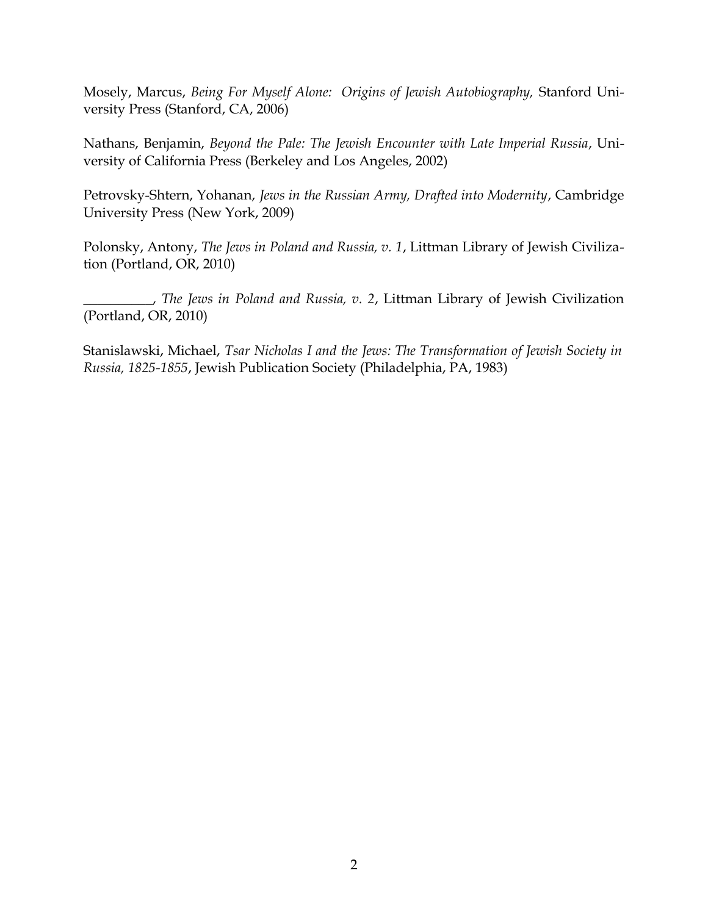Mosely, Marcus, *Being For Myself Alone: Origins of Jewish Autobiography,* Stanford University Press (Stanford, CA, 2006)

Nathans, Benjamin, *Beyond the Pale: The Jewish Encounter with Late Imperial Russia*, University of California Press (Berkeley and Los Angeles, 2002)

Petrovsky-Shtern, Yohanan, *Jews in the Russian Army, Drafted into Modernity*, Cambridge University Press (New York, 2009)

Polonsky, Antony, *The Jews in Poland and Russia, v. 1*, Littman Library of Jewish Civilization (Portland, OR, 2010)

__________, *The Jews in Poland and Russia, v. 2*, Littman Library of Jewish Civilization (Portland, OR, 2010)

Stanislawski, Michael, *Tsar Nicholas I and the Jews: The Transformation of Jewish Society in Russia, 1825-1855*, Jewish Publication Society (Philadelphia, PA, 1983)